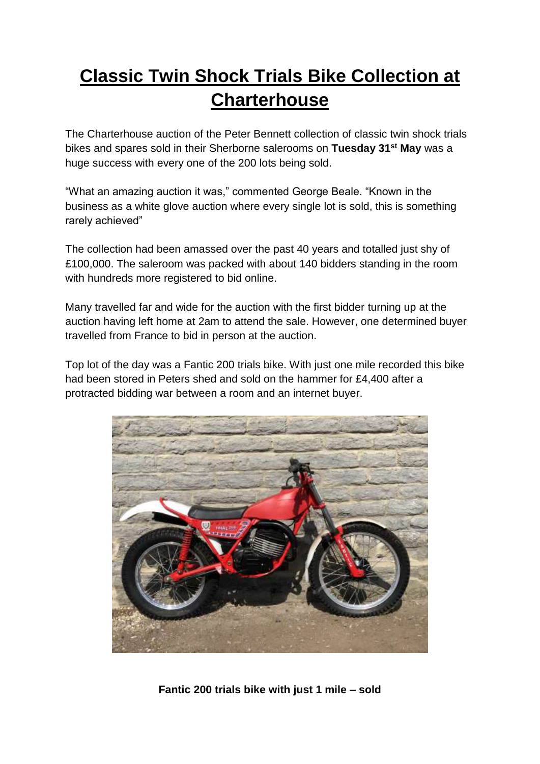# Classic Twin Shock Trials Bike Collection at Charterhouse

The Charterhouse auction of the Peter Bennett collection of classic twin shock trials bikes and spares sold in their Sherborne salerooms on **Tuesday 31st May** was a huge success with every one of the 200 lots being sold.

"What an amazing auction it was," commented George Beale. "Known in the business as a white glove auction where every single lot is sold, this is something rarely achieved"

The collection had been amassed over the past 40 years and totalled just shy of £100,000. The saleroom was packed with about 140 bidders standing in the room with hundreds more registered to bid online.

Many travelled far and wide for the auction with the first bidder turning up at the auction having left home at 2am to attend the sale. However, one determined buyer travelled from France to bid in person at the auction.

Top lot of the day was a Fantic 200 trials bike. With just one mile recorded this bike had been stored in Peters shed and sold on the hammer for £4,400 after a protracted bidding war between a room and an internet buyer.

**Fantic 200 trials bike with just 1 mile – sold**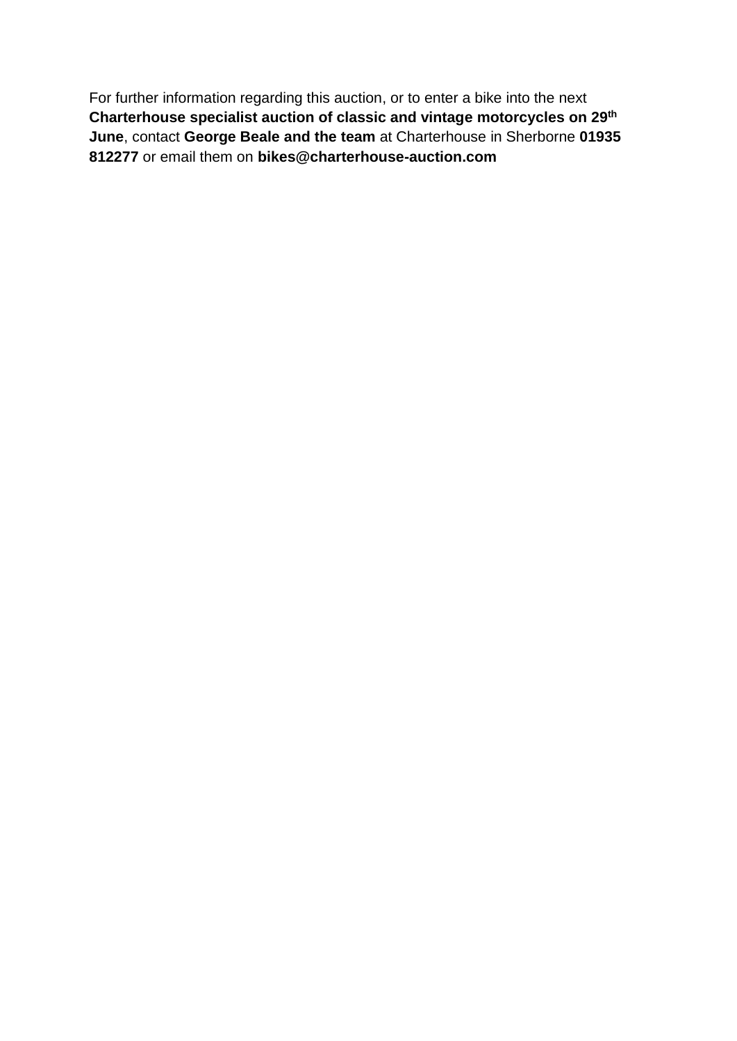For further information regarding this auction, or to enter a bike into the next **Charterhouse specialist auction of classic and vintage motorcycles on 29th June**, contact **George Beale and the team** at Charterhouse in Sherborne **01935 812277** or email them on **bikes@charterhouse-auction.com**